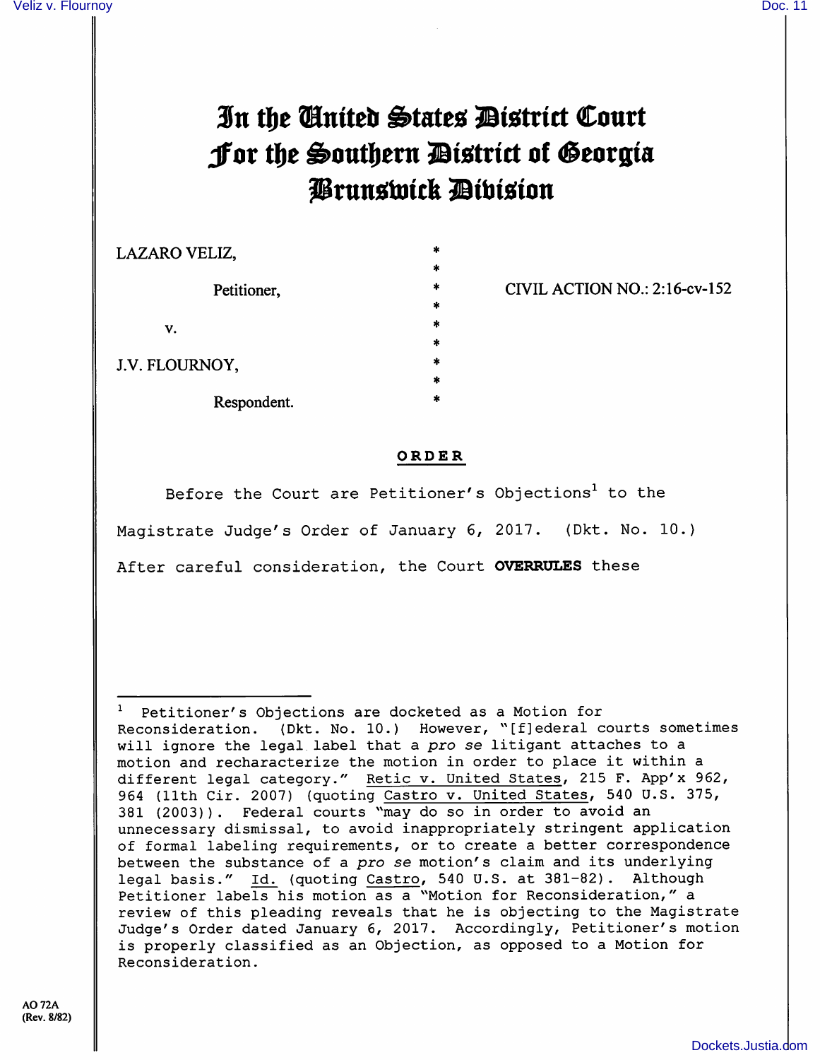# In the United States District Court
# For the Southern District of Georgia
# Brunswick Division

LAZARO VELIZ,

Petitioner,

v.

J.V. FLOURNOY,

Respondent.

CIVIL ACTION NO.: 2:16-cv-152

## ORDER

Before the Court are Petitioner's Objections[1] to the Magistrate Judge's Order of January 6, 2017. (Dkt. No. 10.) After careful consideration, the Court **OVERRULES** these

---

[1] Petitioner's Objections are docketed as a Motion for Reconsideration. (Dkt. No. 10.) However, "[f]ederal courts sometimes will ignore the legal label that a *pro se* litigant attaches to a motion and recharacterize the motion in order to place it within a different legal category." Retic v. United States, 215 F. App'x 962, 964 (11th Cir. 2007) (quoting Castro v. United States, 540 U.S. 375, 381 (2003)). Federal courts "may do so in order to avoid an unnecessary dismissal, to avoid inappropriately stringent application of formal labeling requirements, or to create a better correspondence between the substance of a *pro se* motion's claim and its underlying legal basis." Id. (quoting Castro, 540 U.S. at 381-82). Although Petitioner labels his motion as a "Motion for Reconsideration," a review of this pleading reveals that he is objecting to the Magistrate Judge's Order dated January 6, 2017. Accordingly, Petitioner's motion is properly classified as an Objection, as opposed to a Motion for Reconsideration.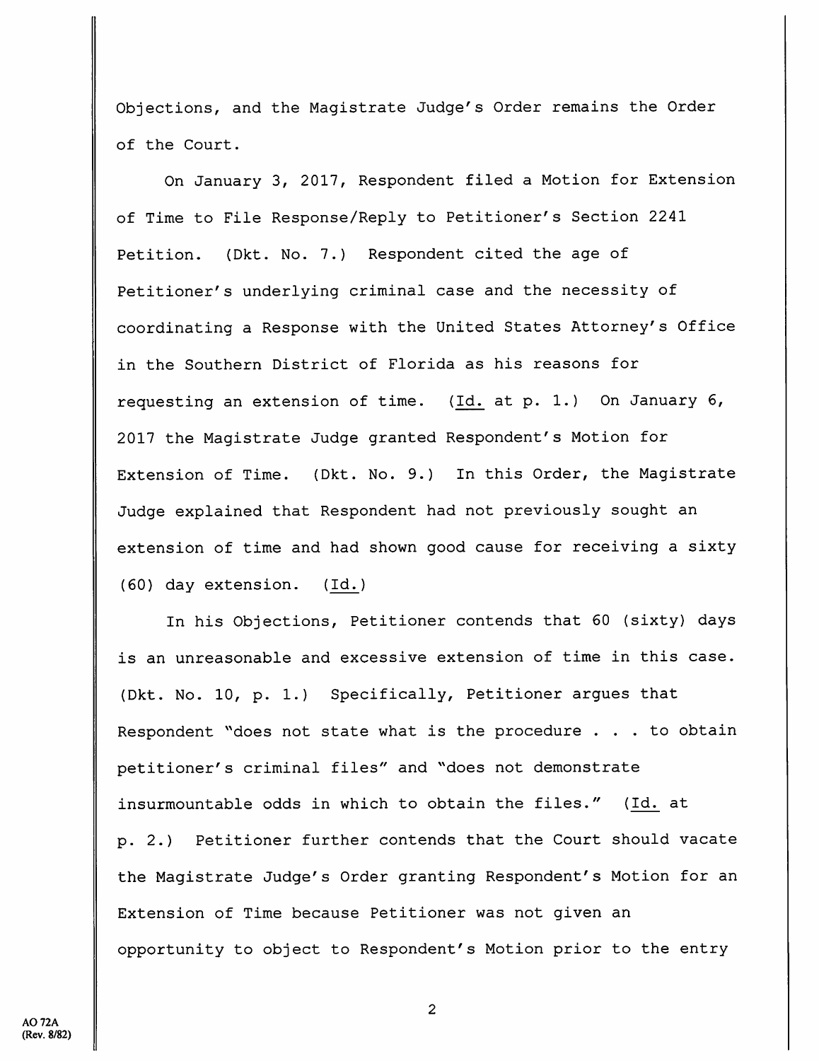Objections, and the Magistrate Judge's Order remains the Order of the Court.

On January 3, 2017, Respondent filed a Motion for Extension of Time to File Response/Reply to Petitioner's Section 2241 Petition. (Dkt. No. 7.) Respondent cited the age of Petitioner's underlying criminal case and the necessity of coordinating a Response with the United States Attorney's Office in the Southern District of Florida as his reasons for requesting an extension of time. (Id. at p. 1.) On January 6, 2017 the Magistrate Judge granted Respondent's Motion for Extension of Time. (Dkt. No. 9.) In this Order, the Magistrate Judge explained that Respondent had not previously sought an extension of time and had shown good cause for receiving a sixty (60) day extension. (Id.)

In his Objections, Petitioner contends that 60 (sixty) days is an unreasonable and excessive extension of time in this case. (Dkt. No. 10, p. 1.) Specifically, Petitioner argues that Respondent "does not state what is the procedure . . . to obtain petitioner's criminal files" and "does not demonstrate insurmountable odds in which to obtain the files." (Id. at p. 2.) Petitioner further contends that the Court should vacate the Magistrate Judge's Order granting Respondent's Motion for an Extension of Time because Petitioner was not given an opportunity to object to Respondent's Motion prior to the entry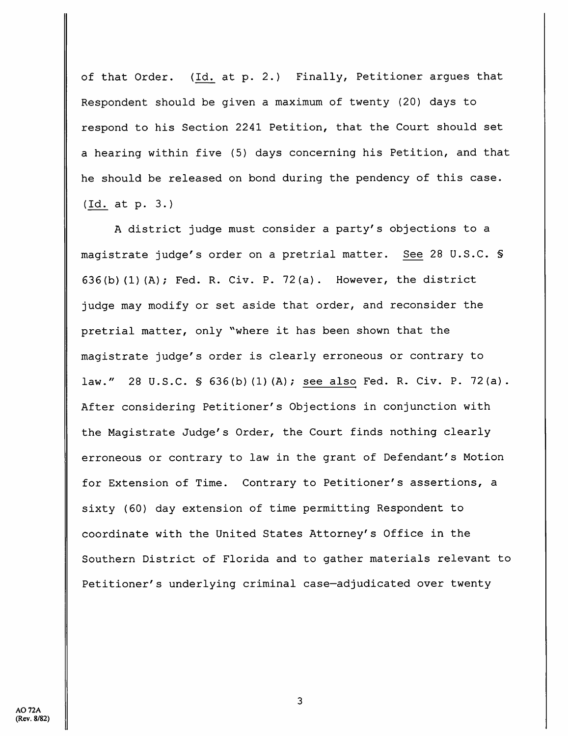of that Order. (Id. at p. 2.) Finally, Petitioner argues that Respondent should be given a maximum of twenty (20) days to respond to his Section 2241 Petition, that the Court should set a hearing within five (5) days concerning his Petition, and that he should be released on bond during the pendency of this case. (Id. at p. 3.)

A district judge must consider a party's objections to a magistrate judge's order on a pretrial matter. See 28 U.S.C. § 636(b)(1)(A); Fed. R. Civ. P. 72(a). However, the district judge may modify or set aside that order, and reconsider the pretrial matter, only "where it has been shown that the magistrate judge's order is clearly erroneous or contrary to law." 28 U.S.C. § 636(b)(1)(A); see also Fed. R. Civ. P. 72(a). After considering Petitioner's Objections in conjunction with the Magistrate Judge's Order, the Court finds nothing clearly erroneous or contrary to law in the grant of Defendant's Motion for Extension of Time. Contrary to Petitioner's assertions, a sixty (60) day extension of time permitting Respondent to coordinate with the United States Attorney's Office in the Southern District of Florida and to gather materials relevant to Petitioner's underlying criminal case—adjudicated over twenty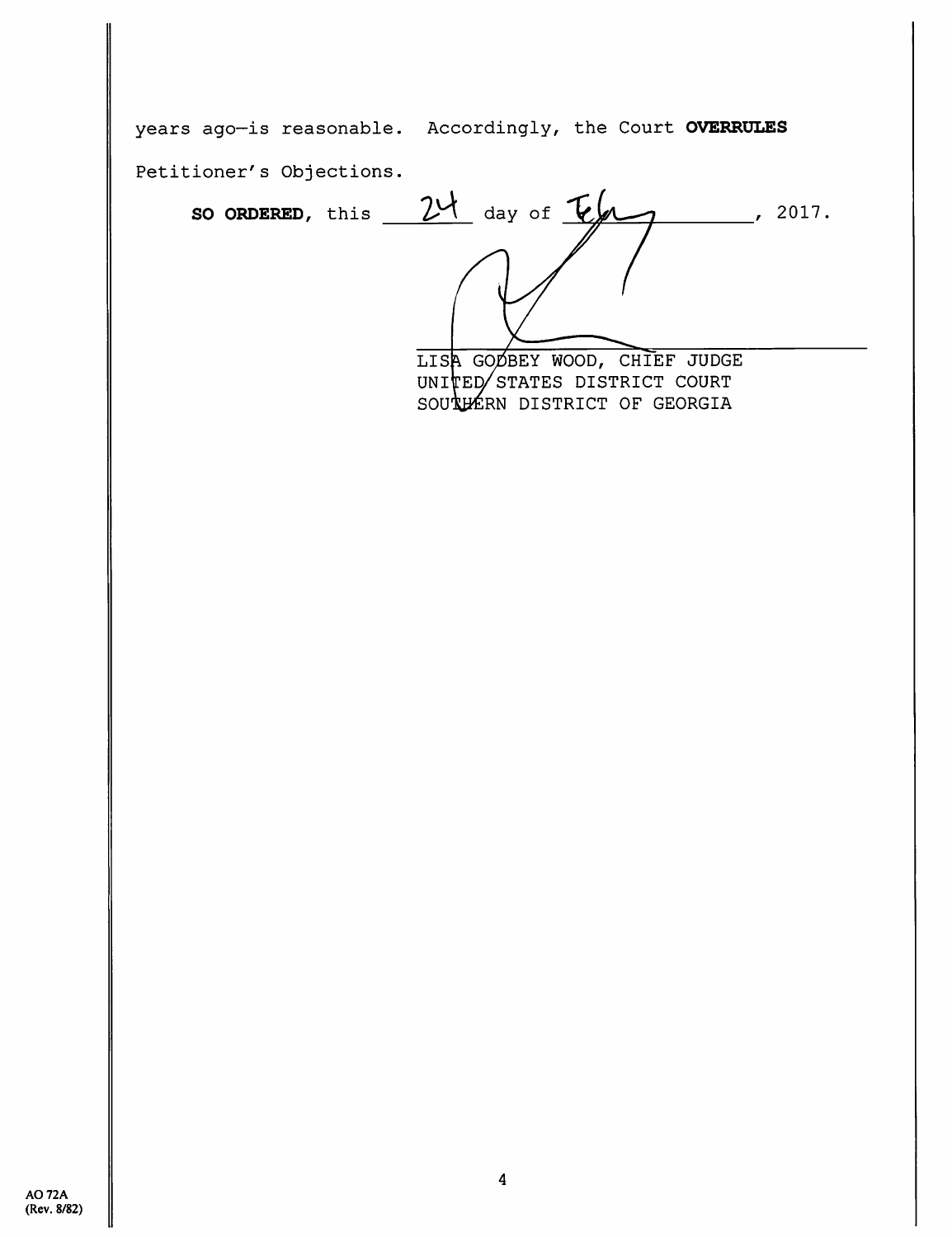years ago—is reasonable. Accordingly, the Court **OVERRULES** Petitioner's Objections.

**SO ORDERED**, this 24 day of Feb, 2017.

LISA GODBEY WOOD, CHIEF JUDGE
UNITED STATES DISTRICT COURT
SOUTHERN DISTRICT OF GEORGIA

AO 72A
(Rev. 8/82)